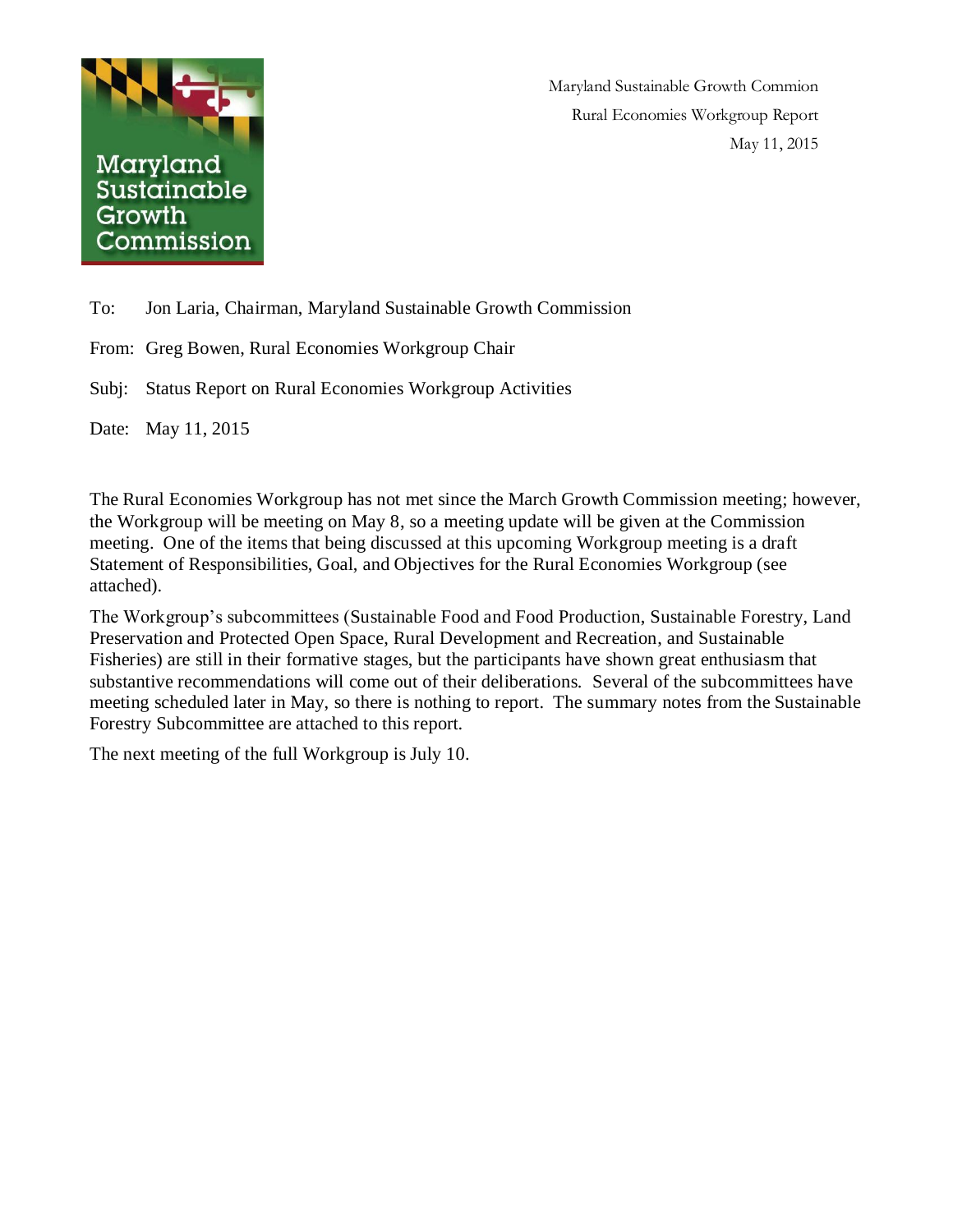Maryland Sustainable Growth Commion
Rural Economies Workgroup Report
May 11, 2015

To: Jon Laria, Chairman, Maryland Sustainable Growth Commission

From: Greg Bowen, Rural Economies Workgroup Chair

Subj: Status Report on Rural Economies Workgroup Activities

Date: May 11, 2015

The Rural Economies Workgroup has not met since the March Growth Commission meeting; however, the Workgroup will be meeting on May 8, so a meeting update will be given at the Commission meeting. One of the items that being discussed at this upcoming Workgroup meeting is a draft Statement of Responsibilities, Goal, and Objectives for the Rural Economies Workgroup (see attached).

The Workgroup's subcommittees (Sustainable Food and Food Production, Sustainable Forestry, Land Preservation and Protected Open Space, Rural Development and Recreation, and Sustainable Fisheries) are still in their formative stages, but the participants have shown great enthusiasm that substantive recommendations will come out of their deliberations. Several of the subcommittees have meeting scheduled later in May, so there is nothing to report. The summary notes from the Sustainable Forestry Subcommittee are attached to this report.

The next meeting of the full Workgroup is July 10.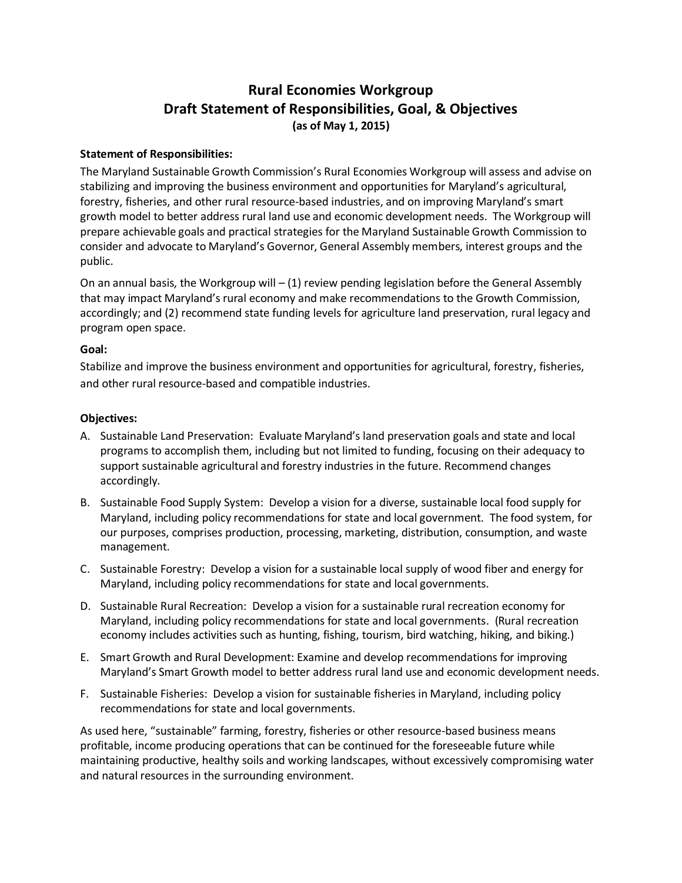# Rural Economies Workgroup
# Draft Statement of Responsibilities, Goal, & Objectives

**(as of May 1, 2015)**

**Statement of Responsibilities:**

The Maryland Sustainable Growth Commission's Rural Economies Workgroup will assess and advise on stabilizing and improving the business environment and opportunities for Maryland's agricultural, forestry, fisheries, and other rural resource-based industries, and on improving Maryland's smart growth model to better address rural land use and economic development needs. The Workgroup will prepare achievable goals and practical strategies for the Maryland Sustainable Growth Commission to consider and advocate to Maryland's Governor, General Assembly members, interest groups and the public.

On an annual basis, the Workgroup will – (1) review pending legislation before the General Assembly that may impact Maryland's rural economy and make recommendations to the Growth Commission, accordingly; and (2) recommend state funding levels for agriculture land preservation, rural legacy and program open space.

**Goal:**

Stabilize and improve the business environment and opportunities for agricultural, forestry, fisheries, and other rural resource-based and compatible industries.

**Objectives:**

A. Sustainable Land Preservation: Evaluate Maryland's land preservation goals and state and local programs to accomplish them, including but not limited to funding, focusing on their adequacy to support sustainable agricultural and forestry industries in the future. Recommend changes accordingly.

B. Sustainable Food Supply System: Develop a vision for a diverse, sustainable local food supply for Maryland, including policy recommendations for state and local government. The food system, for our purposes, comprises production, processing, marketing, distribution, consumption, and waste management.

C. Sustainable Forestry: Develop a vision for a sustainable local supply of wood fiber and energy for Maryland, including policy recommendations for state and local governments.

D. Sustainable Rural Recreation: Develop a vision for a sustainable rural recreation economy for Maryland, including policy recommendations for state and local governments. (Rural recreation economy includes activities such as hunting, fishing, tourism, bird watching, hiking, and biking.)

E. Smart Growth and Rural Development: Examine and develop recommendations for improving Maryland's Smart Growth model to better address rural land use and economic development needs.

F. Sustainable Fisheries: Develop a vision for sustainable fisheries in Maryland, including policy recommendations for state and local governments.

As used here, "sustainable" farming, forestry, fisheries or other resource-based business means profitable, income producing operations that can be continued for the foreseeable future while maintaining productive, healthy soils and working landscapes, without excessively compromising water and natural resources in the surrounding environment.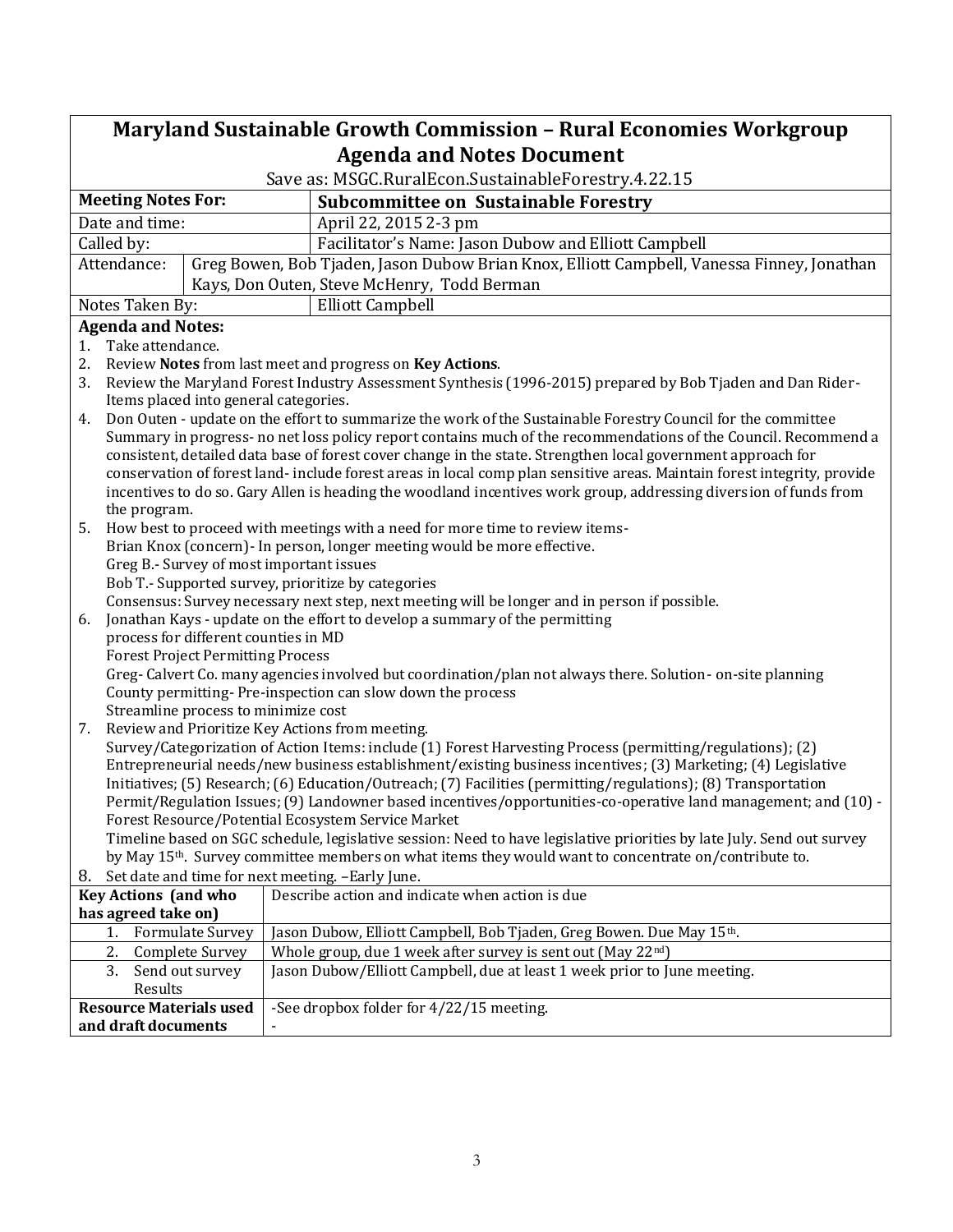# Maryland Sustainable Growth Commission – Rural Economies Workgroup Agenda and Notes Document

Save as: MSGC.RuralEcon.SustainableForestry.4.22.15

| | |
|---|---|
| **Meeting Notes For:** | **Subcommittee on Sustainable Forestry** |
| Date and time: | April 22, 2015 2-3 pm |
| Called by: | Facilitator's Name: Jason Dubow and Elliott Campbell |
| Attendance: | Greg Bowen, Bob Tjaden, Jason Dubow Brian Knox, Elliott Campbell, Vanessa Finney, Jonathan Kays, Don Outen, Steve McHenry, Todd Berman |
| Notes Taken By: | Elliott Campbell |

**Agenda and Notes:**

1. Take attendance.
2. Review **Notes** from last meet and progress on **Key Actions**.
3. Review the Maryland Forest Industry Assessment Synthesis (1996-2015) prepared by Bob Tjaden and Dan Rider- Items placed into general categories.
4. Don Outen - update on the effort to summarize the work of the Sustainable Forestry Council for the committee
   Summary in progress- no net loss policy report contains much of the recommendations of the Council. Recommend a consistent, detailed data base of forest cover change in the state. Strengthen local government approach for conservation of forest land- include forest areas in local comp plan sensitive areas. Maintain forest integrity, provide incentives to do so. Gary Allen is heading the woodland incentives work group, addressing diversion of funds from the program.
5. How best to proceed with meetings with a need for more time to review items-
   Brian Knox (concern)- In person, longer meeting would be more effective.
   Greg B.- Survey of most important issues
   Bob T.- Supported survey, prioritize by categories
   Consensus: Survey necessary next step, next meeting will be longer and in person if possible.
6. Jonathan Kays - update on the effort to develop a summary of the permitting process for different counties in MD
   Forest Project Permitting Process
   Greg- Calvert Co. many agencies involved but coordination/plan not always there. Solution- on-site planning
   County permitting- Pre-inspection can slow down the process
   Streamline process to minimize cost
7. Review and Prioritize Key Actions from meeting.
   Survey/Categorization of Action Items: include (1) Forest Harvesting Process (permitting/regulations); (2) Entrepreneurial needs/new business establishment/existing business incentives; (3) Marketing; (4) Legislative Initiatives; (5) Research; (6) Education/Outreach; (7) Facilities (permitting/regulations); (8) Transportation Permit/Regulation Issues; (9) Landowner based incentives/opportunities-co-operative land management; and (10) - Forest Resource/Potential Ecosystem Service Market
   Timeline based on SGC schedule, legislative session: Need to have legislative priorities by late July. Send out survey by May 15th. Survey committee members on what items they would want to concentrate on/contribute to.
8. Set date and time for next meeting. –Early June.

| **Key Actions (and who has agreed take on)** | Describe action and indicate when action is due |
|---|---|
| 1. Formulate Survey | Jason Dubow, Elliott Campbell, Bob Tjaden, Greg Bowen. Due May 15th. |
| 2. Complete Survey | Whole group, due 1 week after survey is sent out (May 22nd) |
| 3. Send out survey Results | Jason Dubow/Elliott Campbell, due at least 1 week prior to June meeting. |
| **Resource Materials used and draft documents** | -See dropbox folder for 4/22/15 meeting.<br>- |